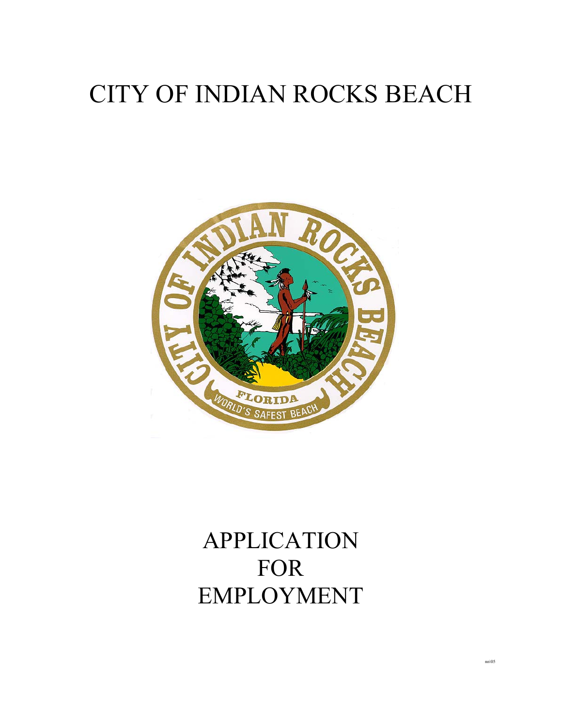# CITY OF INDIAN ROCKS BEACH

# APPLICATION FOR EMPLOYMENT

nn\05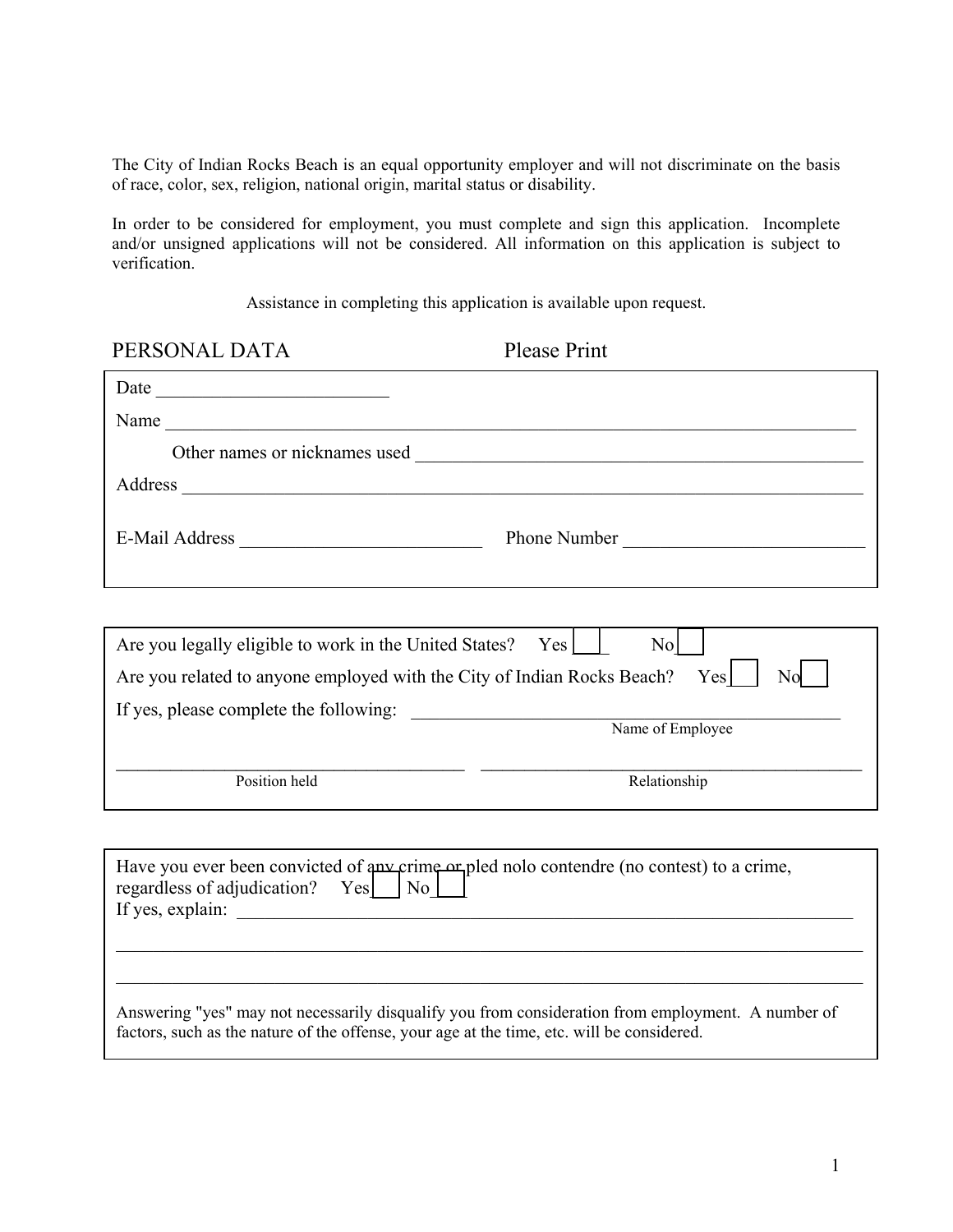The City of Indian Rocks Beach is an equal opportunity employer and will not discriminate on the basis of race, color, sex, religion, national origin, marital status or disability.

In order to be considered for employment, you must complete and sign this application. Incomplete and/or unsigned applications will not be considered. All information on this application is subject to verification.

Assistance in completing this application is available upon request.

## PERSONAL DATA Please Print

Date _________________________

Name ________________________________________________________________________________

Other names or nicknames used ________________________________________________

Address ______________________________________________________________________________

E-Mail Address ___________________________ Phone Number ___________________________

Are you legally eligible to work in the United States? Yes ☐ No ☐

Are you related to anyone employed with the City of Indian Rocks Beach? Yes ☐ No ☐

If yes, please complete the following: ______________________________________________
Name of Employee

_______________________________________ _______________________________________
Position held Relationship

Have you ever been convicted of any crime or pled nolo contendre (no contest) to a crime, regardless of adjudication? Yes ☐ No ☐

If yes, explain: ______________________________________________________________________

_____________________________________________________________________________________

_____________________________________________________________________________________

Answering "yes" may not necessarily disqualify you from consideration from employment. A number of factors, such as the nature of the offense, your age at the time, etc. will be considered.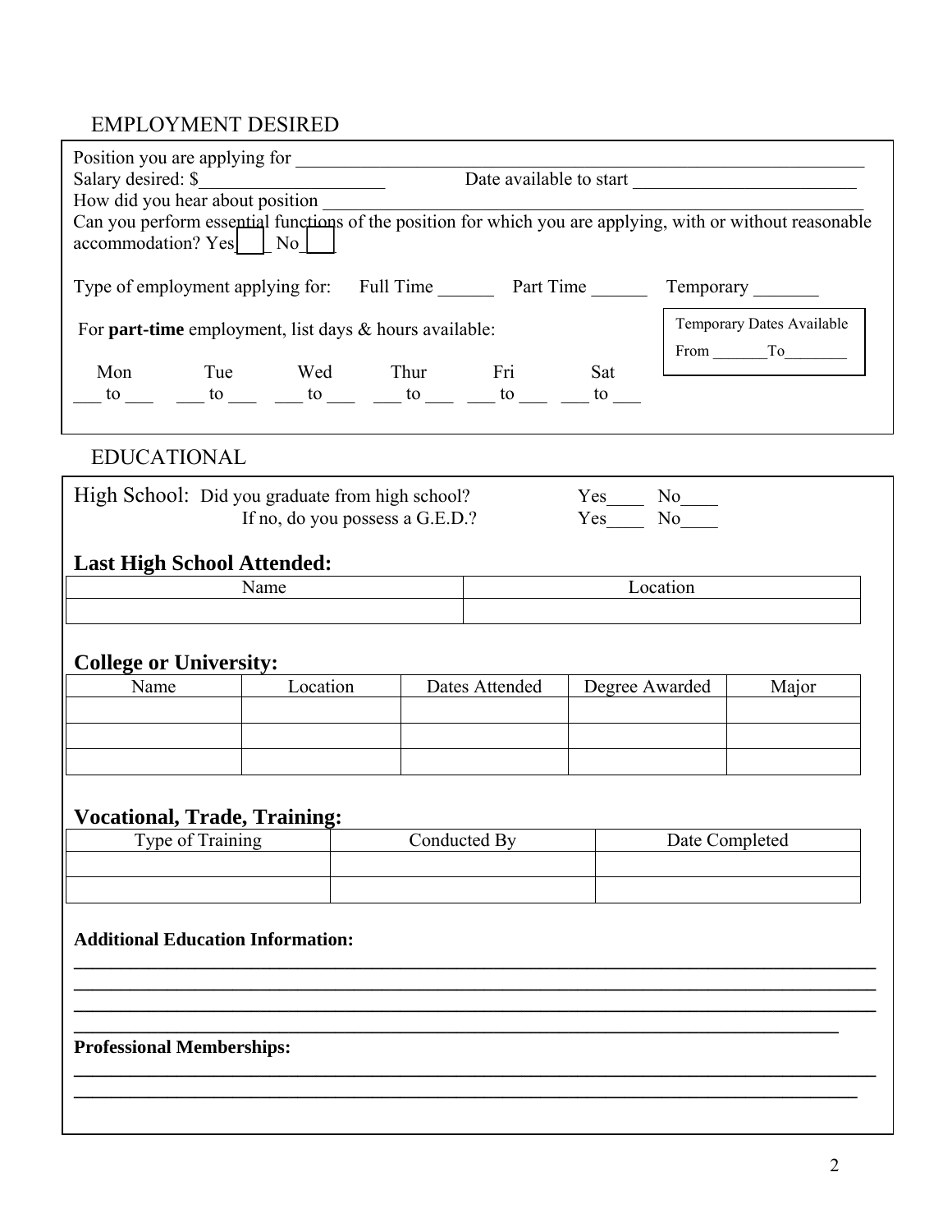## EMPLOYMENT DESIRED

Position you are applying for ___________________________________________________________

Salary desired: $____________________ Date available to start ________________________

How did you hear about position ____________________________________________________

Can you perform essential functions of the position for which you are applying, with or without reasonable accommodation? Yes___ No___

Type of employment applying for: Full Time ______ Part Time ______ Temporary _______

For **part-time** employment, list days & hours available:

| Mon | Tue | Wed | Thur | Fri | Sat |
|---|---|---|---|---|---|
| ___ to ___ | ___ to ___ | ___ to ___ | ___ to ___ | ___ to ___ | ___ to ___ |

Temporary Dates Available
From _______To________

## EDUCATIONAL

High School: Did you graduate from high school? Yes____ No____
If no, do you possess a G.E.D.? Yes____ No____

### Last High School Attended:

| Name | Location |
|---|---|
| | |

### College or University:

| Name | Location | Dates Attended | Degree Awarded | Major |
|---|---|---|---|---|
| | | | | |
| | | | | |
| | | | | |

### Vocational, Trade, Training:

| Type of Training | Conducted By | Date Completed |
|---|---|---|
| | | |
| | | |

**Additional Education Information:**

________________________________________________________________________________
________________________________________________________________________________
________________________________________________________________________________
________________________________________________________________________________

**Professional Memberships:**

________________________________________________________________________________
________________________________________________________________________________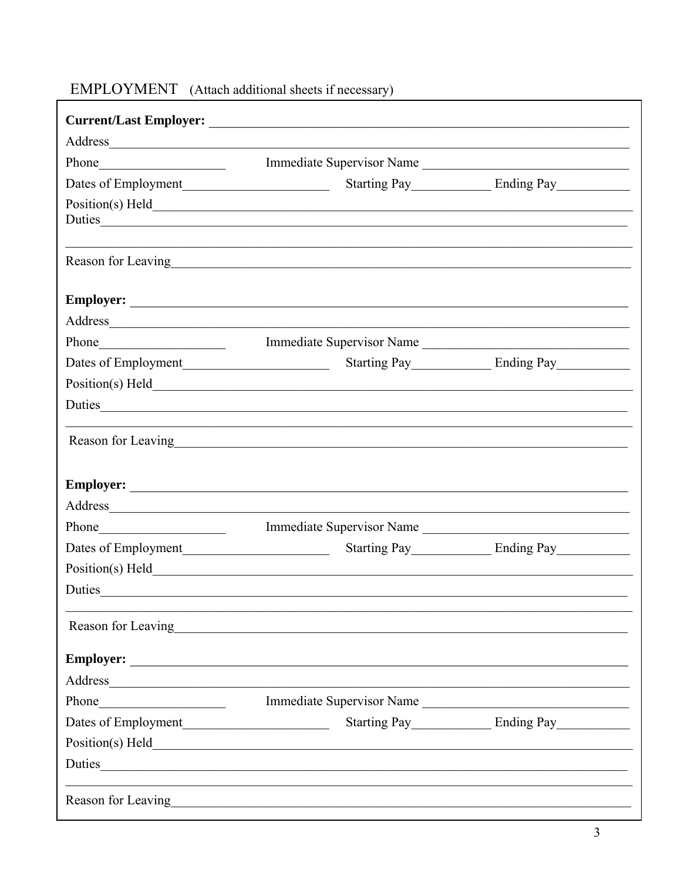## EMPLOYMENT (Attach additional sheets if necessary)

**Current/Last Employer:** ________________________________________________

Address________________________________________________________________

Phone___________________ Immediate Supervisor Name ___________________________

Dates of Employment____________________ Starting Pay___________ Ending Pay___________

Position(s) Held_________________________________________________________

Duties_________________________________________________________________

_______________________________________________________________________

Reason for Leaving_______________________________________________________

**Employer:** ____________________________________________________________

Address________________________________________________________________

Phone___________________ Immediate Supervisor Name ___________________________

Dates of Employment____________________ Starting Pay___________ Ending Pay___________

Position(s) Held_________________________________________________________

Duties_________________________________________________________________

_______________________________________________________________________

Reason for Leaving_______________________________________________________

**Employer:** ____________________________________________________________

Address________________________________________________________________

Phone___________________ Immediate Supervisor Name ___________________________

Dates of Employment____________________ Starting Pay___________ Ending Pay___________

Position(s) Held_________________________________________________________

Duties_________________________________________________________________

_______________________________________________________________________

Reason for Leaving_______________________________________________________

**Employer:** ____________________________________________________________

Address________________________________________________________________

Phone___________________ Immediate Supervisor Name ___________________________

Dates of Employment____________________ Starting Pay___________ Ending Pay___________

Position(s) Held_________________________________________________________

Duties_________________________________________________________________

_______________________________________________________________________

Reason for Leaving_______________________________________________________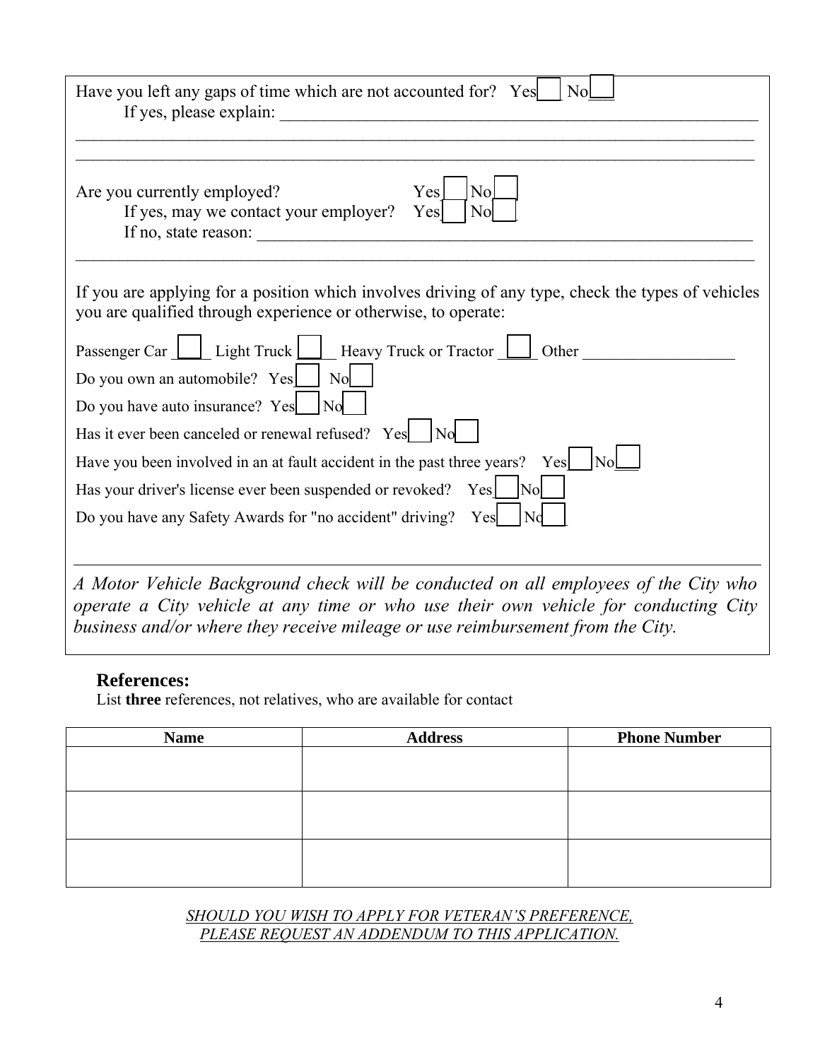Have you left any gaps of time which are not accounted for? Yes☐ No☐

If yes, please explain: ________________________________________________________

______________________________________________________________________________

______________________________________________________________________________

Are you currently employed? Yes☐ No☐

If yes, may we contact your employer? Yes☐ No☐

If no, state reason: ___________________________________________________________

______________________________________________________________________________

If you are applying for a position which involves driving of any type, check the types of vehicles you are qualified through experience or otherwise, to operate:

Passenger Car ☐ Light Truck ☐ Heavy Truck or Tractor ☐ Other ___________________

Do you own an automobile? Yes☐ No☐

Do you have auto insurance? Yes☐ No☐

Has it ever been canceled or renewal refused? Yes☐ No☐

Have you been involved in an at fault accident in the past three years? Yes☐ No☐

Has your driver's license ever been suspended or revoked? Yes☐ No☐

Do you have any Safety Awards for "no accident" driving? Yes☐ No☐

*A Motor Vehicle Background check will be conducted on all employees of the City who operate a City vehicle at any time or who use their own vehicle for conducting City business and/or where they receive mileage or use reimbursement from the City.*

## References:

List **three** references, not relatives, who are available for contact

| Name | Address | Phone Number |
|---|---|---|
| | | |
| | | |
| | | |

*SHOULD YOU WISH TO APPLY FOR VETERAN'S PREFERENCE, PLEASE REQUEST AN ADDENDUM TO THIS APPLICATION.*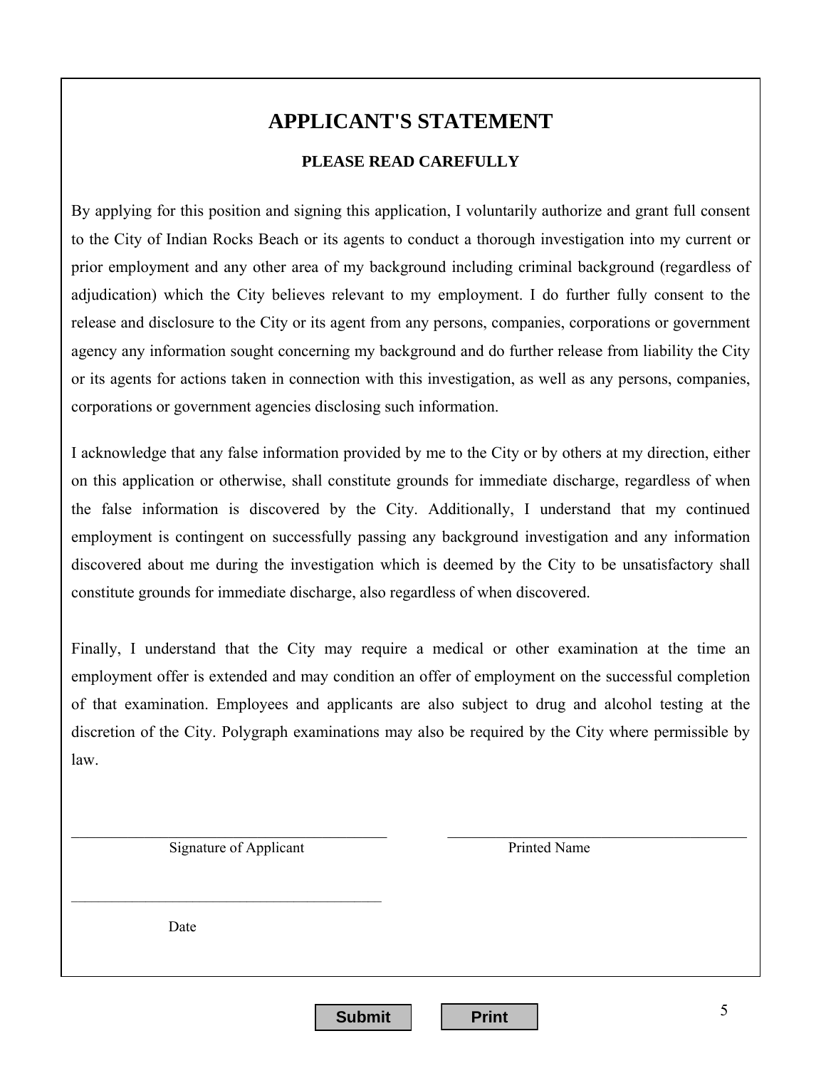# APPLICANT'S STATEMENT

**PLEASE READ CAREFULLY**

By applying for this position and signing this application, I voluntarily authorize and grant full consent to the City of Indian Rocks Beach or its agents to conduct a thorough investigation into my current or prior employment and any other area of my background including criminal background (regardless of adjudication) which the City believes relevant to my employment. I do further fully consent to the release and disclosure to the City or its agent from any persons, companies, corporations or government agency any information sought concerning my background and do further release from liability the City or its agents for actions taken in connection with this investigation, as well as any persons, companies, corporations or government agencies disclosing such information.

I acknowledge that any false information provided by me to the City or by others at my direction, either on this application or otherwise, shall constitute grounds for immediate discharge, regardless of when the false information is discovered by the City. Additionally, I understand that my continued employment is contingent on successfully passing any background investigation and any information discovered about me during the investigation which is deemed by the City to be unsatisfactory shall constitute grounds for immediate discharge, also regardless of when discovered.

Finally, I understand that the City may require a medical or other examination at the time an employment offer is extended and may condition an offer of employment on the successful completion of that examination. Employees and applicants are also subject to drug and alcohol testing at the discretion of the City. Polygraph examinations may also be required by the City where permissible by law.

_______________________________________ Signature of Applicant

_______________________________________ Printed Name

_______________________________________ Date

Submit | Print